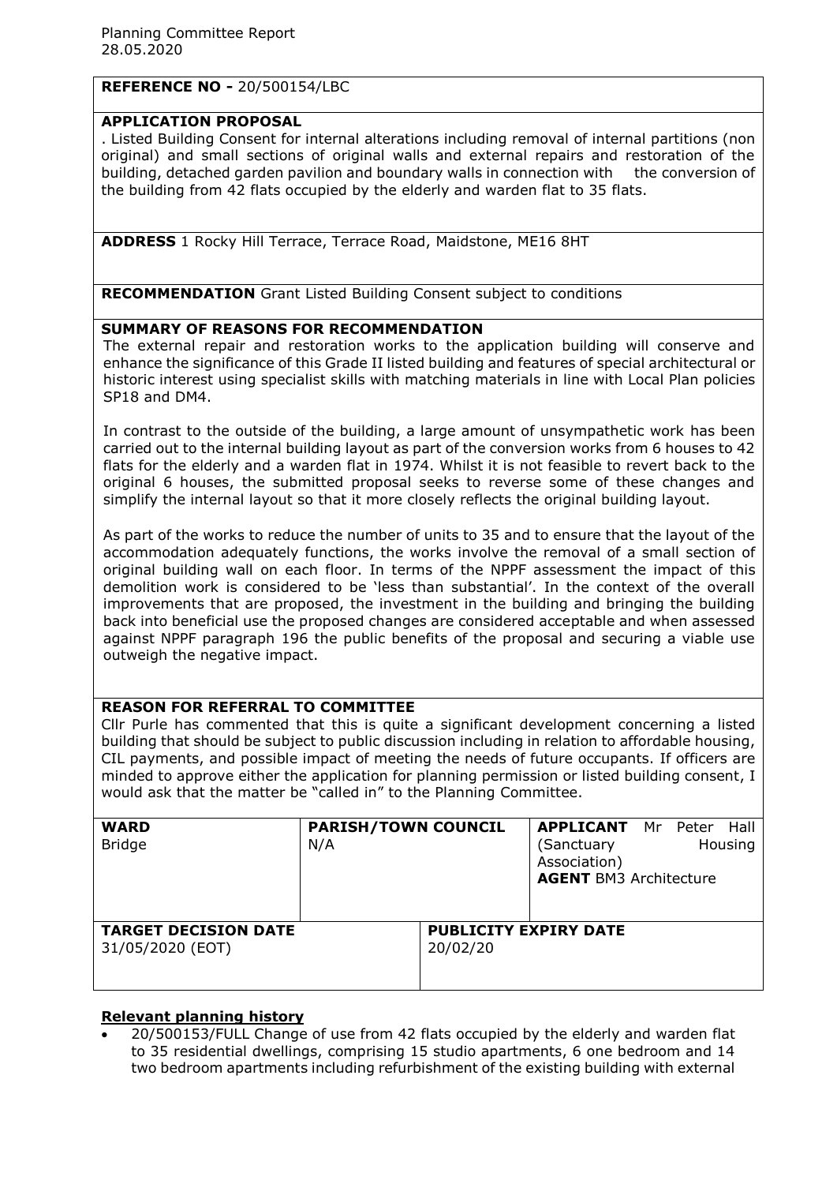Planning Committee Report
28.05.2020

**REFERENCE NO -** 20/500154/LBC

**APPLICATION PROPOSAL**

. Listed Building Consent for internal alterations including removal of internal partitions (non original) and small sections of original walls and external repairs and restoration of the building, detached garden pavilion and boundary walls in connection with the conversion of the building from 42 flats occupied by the elderly and warden flat to 35 flats.

**ADDRESS** 1 Rocky Hill Terrace, Terrace Road, Maidstone, ME16 8HT

**RECOMMENDATION** Grant Listed Building Consent subject to conditions

**SUMMARY OF REASONS FOR RECOMMENDATION**

The external repair and restoration works to the application building will conserve and enhance the significance of this Grade II listed building and features of special architectural or historic interest using specialist skills with matching materials in line with Local Plan policies SP18 and DM4.

In contrast to the outside of the building, a large amount of unsympathetic work has been carried out to the internal building layout as part of the conversion works from 6 houses to 42 flats for the elderly and a warden flat in 1974. Whilst it is not feasible to revert back to the original 6 houses, the submitted proposal seeks to reverse some of these changes and simplify the internal layout so that it more closely reflects the original building layout.

As part of the works to reduce the number of units to 35 and to ensure that the layout of the accommodation adequately functions, the works involve the removal of a small section of original building wall on each floor. In terms of the NPPF assessment the impact of this demolition work is considered to be 'less than substantial'. In the context of the overall improvements that are proposed, the investment in the building and bringing the building back into beneficial use the proposed changes are considered acceptable and when assessed against NPPF paragraph 196 the public benefits of the proposal and securing a viable use outweigh the negative impact.

**REASON FOR REFERRAL TO COMMITTEE**

Cllr Purle has commented that this is quite a significant development concerning a listed building that should be subject to public discussion including in relation to affordable housing, CIL payments, and possible impact of meeting the needs of future occupants. If officers are minded to approve either the application for planning permission or listed building consent, I would ask that the matter be "called in" to the Planning Committee.

| **WARD** | **PARISH/TOWN COUNCIL** | **APPLICANT** |
|---|---|---|
| Bridge | N/A | Mr Peter Hall (Sanctuary Housing Association)<br>**AGENT** BM3 Architecture |

| **TARGET DECISION DATE** | **PUBLICITY EXPIRY DATE** |
|---|---|
| 31/05/2020 (EOT) | 20/02/20 |

**Relevant planning history**

- 20/500153/FULL Change of use from 42 flats occupied by the elderly and warden flat to 35 residential dwellings, comprising 15 studio apartments, 6 one bedroom and 14 two bedroom apartments including refurbishment of the existing building with external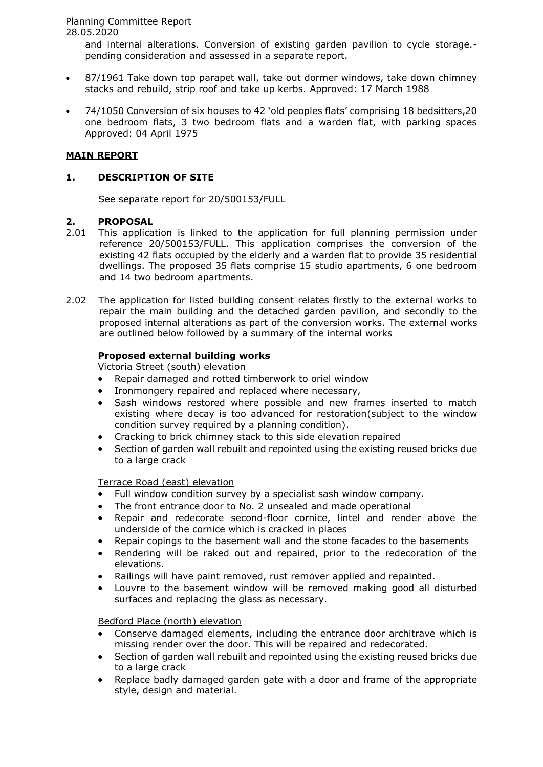and internal alterations. Conversion of existing garden pavilion to cycle storage.- pending consideration and assessed in a separate report.

- 87/1961 Take down top parapet wall, take out dormer windows, take down chimney stacks and rebuild, strip roof and take up kerbs. Approved: 17 March 1988
- 74/1050 Conversion of six houses to 42 'old peoples flats' comprising 18 bedsitters,20 one bedroom flats, 3 two bedroom flats and a warden flat, with parking spaces Approved: 04 April 1975

## MAIN REPORT

### 1. DESCRIPTION OF SITE

See separate report for 20/500153/FULL

### 2. PROPOSAL

2.01 This application is linked to the application for full planning permission under reference 20/500153/FULL. This application comprises the conversion of the existing 42 flats occupied by the elderly and a warden flat to provide 35 residential dwellings. The proposed 35 flats comprise 15 studio apartments, 6 one bedroom and 14 two bedroom apartments.

2.02 The application for listed building consent relates firstly to the external works to repair the main building and the detached garden pavilion, and secondly to the proposed internal alterations as part of the conversion works. The external works are outlined below followed by a summary of the internal works

**Proposed external building works**

Victoria Street (south) elevation

- Repair damaged and rotted timberwork to oriel window
- Ironmongery repaired and replaced where necessary,
- Sash windows restored where possible and new frames inserted to match existing where decay is too advanced for restoration(subject to the window condition survey required by a planning condition).
- Cracking to brick chimney stack to this side elevation repaired
- Section of garden wall rebuilt and repointed using the existing reused bricks due to a large crack

Terrace Road (east) elevation

- Full window condition survey by a specialist sash window company.
- The front entrance door to No. 2 unsealed and made operational
- Repair and redecorate second-floor cornice, lintel and render above the underside of the cornice which is cracked in places
- Repair copings to the basement wall and the stone facades to the basements
- Rendering will be raked out and repaired, prior to the redecoration of the elevations.
- Railings will have paint removed, rust remover applied and repainted.
- Louvre to the basement window will be removed making good all disturbed surfaces and replacing the glass as necessary.

Bedford Place (north) elevation

- Conserve damaged elements, including the entrance door architrave which is missing render over the door. This will be repaired and redecorated.
- Section of garden wall rebuilt and repointed using the existing reused bricks due to a large crack
- Replace badly damaged garden gate with a door and frame of the appropriate style, design and material.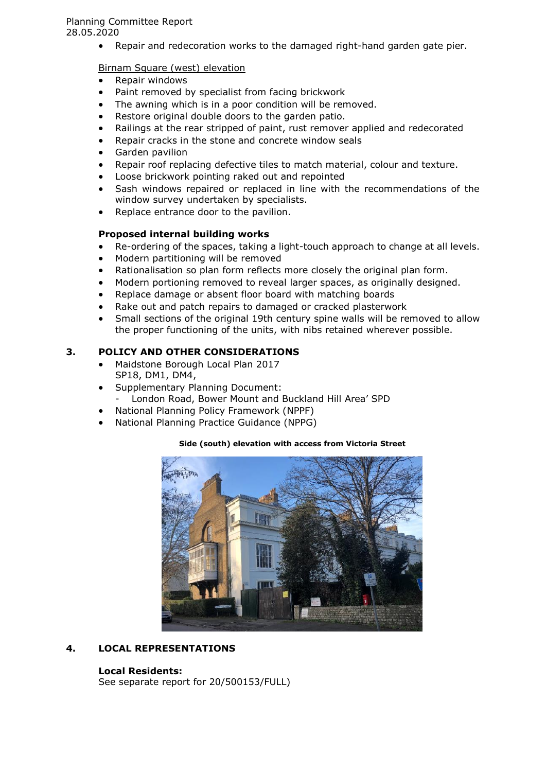- Repair and redecoration works to the damaged right-hand garden gate pier.

Birnam Square (west) elevation

- Repair windows
- Paint removed by specialist from facing brickwork
- The awning which is in a poor condition will be removed.
- Restore original double doors to the garden patio.
- Railings at the rear stripped of paint, rust remover applied and redecorated
- Repair cracks in the stone and concrete window seals
- Garden pavilion
- Repair roof replacing defective tiles to match material, colour and texture.
- Loose brickwork pointing raked out and repointed
- Sash windows repaired or replaced in line with the recommendations of the window survey undertaken by specialists.
- Replace entrance door to the pavilion.

**Proposed internal building works**

- Re-ordering of the spaces, taking a light-touch approach to change at all levels.
- Modern partitioning will be removed
- Rationalisation so plan form reflects more closely the original plan form.
- Modern portioning removed to reveal larger spaces, as originally designed.
- Replace damage or absent floor board with matching boards
- Rake out and patch repairs to damaged or cracked plasterwork
- Small sections of the original 19th century spine walls will be removed to allow the proper functioning of the units, with nibs retained wherever possible.

## 3. POLICY AND OTHER CONSIDERATIONS

- Maidstone Borough Local Plan 2017
  SP18, DM1, DM4,
- Supplementary Planning Document:
  - London Road, Bower Mount and Buckland Hill Area' SPD
- National Planning Policy Framework (NPPF)
- National Planning Practice Guidance (NPPG)

**Side (south) elevation with access from Victoria Street**

## 4. LOCAL REPRESENTATIONS

**Local Residents:**
See separate report for 20/500153/FULL)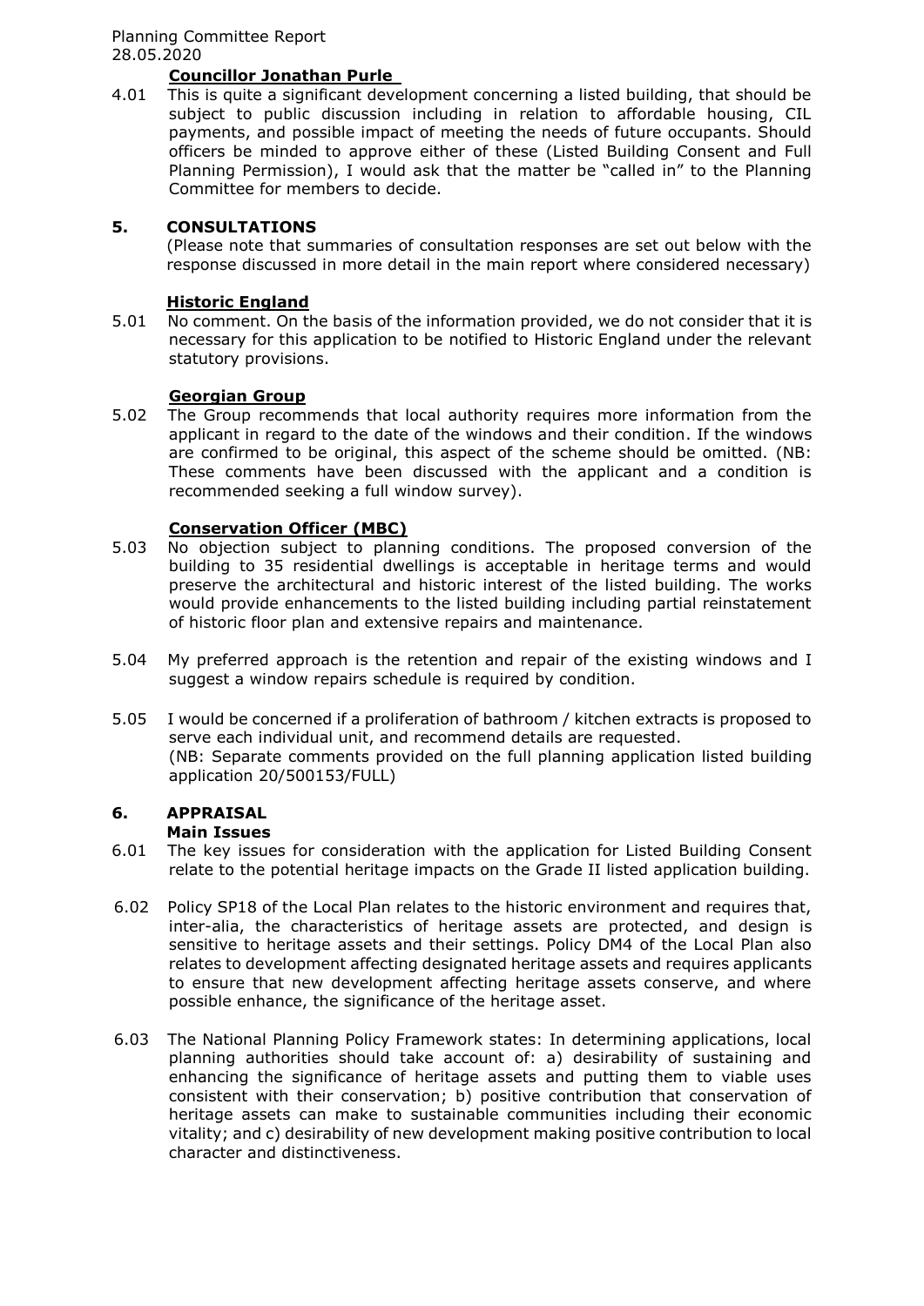**Councillor Jonathan Purle**

4.01 This is quite a significant development concerning a listed building, that should be subject to public discussion including in relation to affordable housing, CIL payments, and possible impact of meeting the needs of future occupants. Should officers be minded to approve either of these (Listed Building Consent and Full Planning Permission), I would ask that the matter be "called in" to the Planning Committee for members to decide.

## 5. CONSULTATIONS

(Please note that summaries of consultation responses are set out below with the response discussed in more detail in the main report where considered necessary)

**Historic England**

5.01 No comment. On the basis of the information provided, we do not consider that it is necessary for this application to be notified to Historic England under the relevant statutory provisions.

**Georgian Group**

5.02 The Group recommends that local authority requires more information from the applicant in regard to the date of the windows and their condition. If the windows are confirmed to be original, this aspect of the scheme should be omitted. (NB: These comments have been discussed with the applicant and a condition is recommended seeking a full window survey).

**Conservation Officer (MBC)**

5.03 No objection subject to planning conditions. The proposed conversion of the building to 35 residential dwellings is acceptable in heritage terms and would preserve the architectural and historic interest of the listed building. The works would provide enhancements to the listed building including partial reinstatement of historic floor plan and extensive repairs and maintenance.

5.04 My preferred approach is the retention and repair of the existing windows and I suggest a window repairs schedule is required by condition.

5.05 I would be concerned if a proliferation of bathroom / kitchen extracts is proposed to serve each individual unit, and recommend details are requested.
(NB: Separate comments provided on the full planning application listed building application 20/500153/FULL)

## 6. APPRAISAL

**Main Issues**

6.01 The key issues for consideration with the application for Listed Building Consent relate to the potential heritage impacts on the Grade II listed application building.

6.02 Policy SP18 of the Local Plan relates to the historic environment and requires that, inter-alia, the characteristics of heritage assets are protected, and design is sensitive to heritage assets and their settings. Policy DM4 of the Local Plan also relates to development affecting designated heritage assets and requires applicants to ensure that new development affecting heritage assets conserve, and where possible enhance, the significance of the heritage asset.

6.03 The National Planning Policy Framework states: In determining applications, local planning authorities should take account of: a) desirability of sustaining and enhancing the significance of heritage assets and putting them to viable uses consistent with their conservation; b) positive contribution that conservation of heritage assets can make to sustainable communities including their economic vitality; and c) desirability of new development making positive contribution to local character and distinctiveness.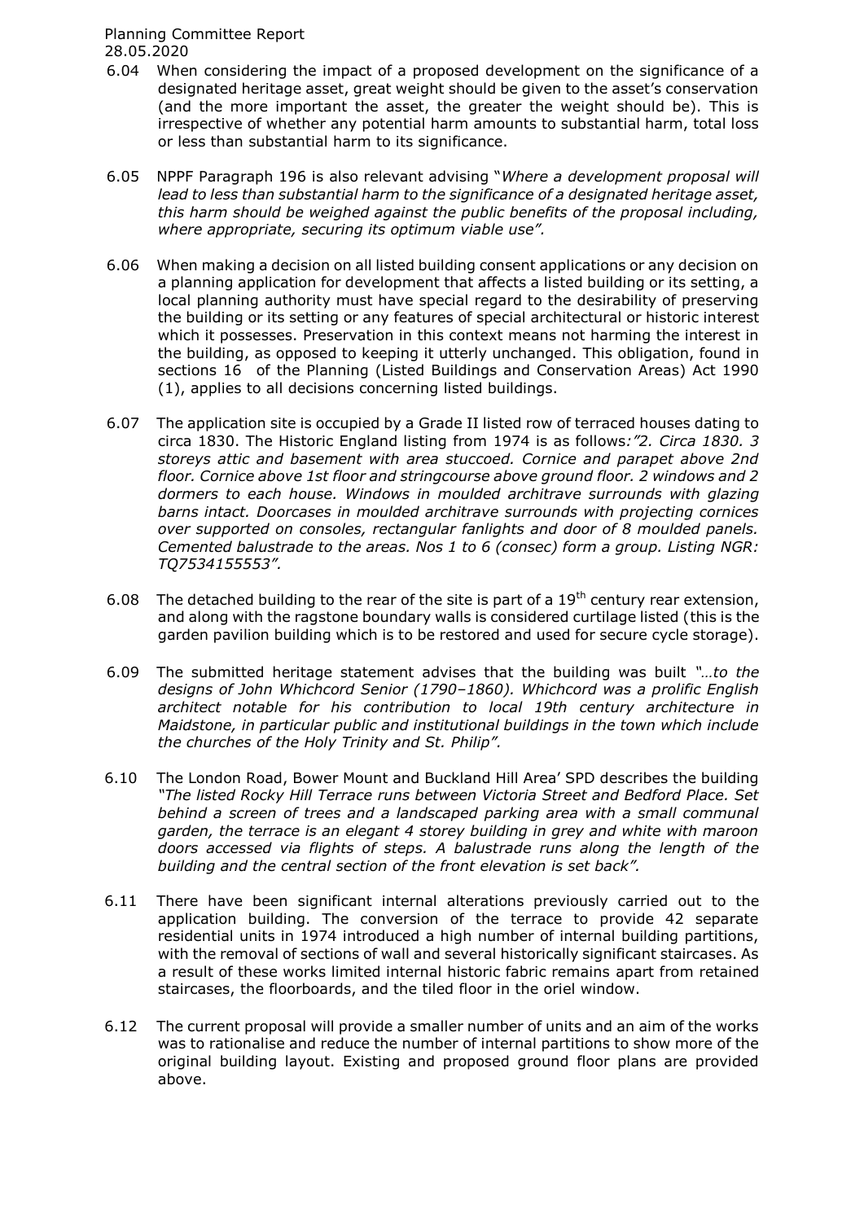6.04 When considering the impact of a proposed development on the significance of a designated heritage asset, great weight should be given to the asset's conservation (and the more important the asset, the greater the weight should be). This is irrespective of whether any potential harm amounts to substantial harm, total loss or less than substantial harm to its significance.

6.05 NPPF Paragraph 196 is also relevant advising "*Where a development proposal will lead to less than substantial harm to the significance of a designated heritage asset, this harm should be weighed against the public benefits of the proposal including, where appropriate, securing its optimum viable use".*

6.06 When making a decision on all listed building consent applications or any decision on a planning application for development that affects a listed building or its setting, a local planning authority must have special regard to the desirability of preserving the building or its setting or any features of special architectural or historic interest which it possesses. Preservation in this context means not harming the interest in the building, as opposed to keeping it utterly unchanged. This obligation, found in sections 16 of the Planning (Listed Buildings and Conservation Areas) Act 1990 (1), applies to all decisions concerning listed buildings.

6.07 The application site is occupied by a Grade II listed row of terraced houses dating to circa 1830. The Historic England listing from 1974 is as follows*:"2. Circa 1830. 3 storeys attic and basement with area stuccoed. Cornice and parapet above 2nd floor. Cornice above 1st floor and stringcourse above ground floor. 2 windows and 2 dormers to each house. Windows in moulded architrave surrounds with glazing barns intact. Doorcases in moulded architrave surrounds with projecting cornices over supported on consoles, rectangular fanlights and door of 8 moulded panels. Cemented balustrade to the areas. Nos 1 to 6 (consec) form a group. Listing NGR: TQ7534155553".*

6.08 The detached building to the rear of the site is part of a 19th century rear extension, and along with the ragstone boundary walls is considered curtilage listed (this is the garden pavilion building which is to be restored and used for secure cycle storage).

6.09 The submitted heritage statement advises that the building was built *"…to the designs of John Whichcord Senior (1790–1860). Whichcord was a prolific English architect notable for his contribution to local 19th century architecture in Maidstone, in particular public and institutional buildings in the town which include the churches of the Holy Trinity and St. Philip".*

6.10 The London Road, Bower Mount and Buckland Hill Area' SPD describes the building *"The listed Rocky Hill Terrace runs between Victoria Street and Bedford Place. Set behind a screen of trees and a landscaped parking area with a small communal garden, the terrace is an elegant 4 storey building in grey and white with maroon doors accessed via flights of steps. A balustrade runs along the length of the building and the central section of the front elevation is set back".*

6.11 There have been significant internal alterations previously carried out to the application building. The conversion of the terrace to provide 42 separate residential units in 1974 introduced a high number of internal building partitions, with the removal of sections of wall and several historically significant staircases. As a result of these works limited internal historic fabric remains apart from retained staircases, the floorboards, and the tiled floor in the oriel window.

6.12 The current proposal will provide a smaller number of units and an aim of the works was to rationalise and reduce the number of internal partitions to show more of the original building layout. Existing and proposed ground floor plans are provided above.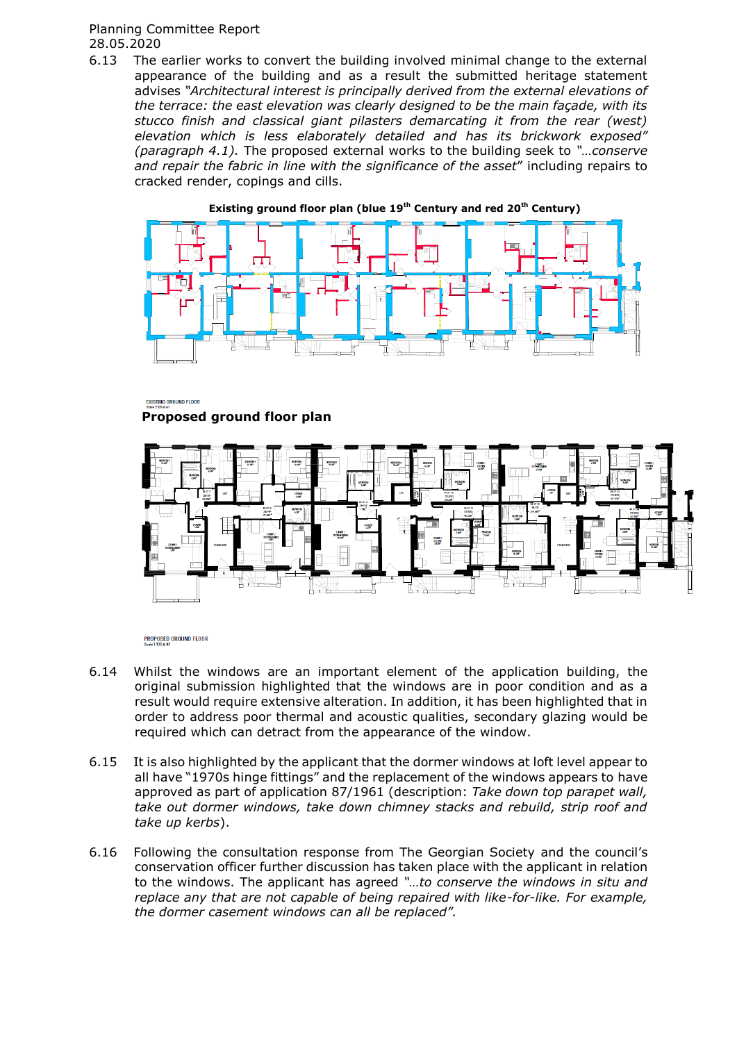6.13 The earlier works to convert the building involved minimal change to the external appearance of the building and as a result the submitted heritage statement advises *"Architectural interest is principally derived from the external elevations of the terrace: the east elevation was clearly designed to be the main façade, with its stucco finish and classical giant pilasters demarcating it from the rear (west) elevation which is less elaborately detailed and has its brickwork exposed" (paragraph 4.1).* The proposed external works to the building seek to *"…conserve and repair the fabric in line with the significance of the asset"* including repairs to cracked render, copings and cills.

**Existing ground floor plan (blue 19th Century and red 20th Century)**

EXISTING GROUND FLOOR
Scale 1:100 @ A1

**Proposed ground floor plan**

PROPOSED GROUND FLOOR
Scale 1:100 @ A1

6.14 Whilst the windows are an important element of the application building, the original submission highlighted that the windows are in poor condition and as a result would require extensive alteration. In addition, it has been highlighted that in order to address poor thermal and acoustic qualities, secondary glazing would be required which can detract from the appearance of the window.

6.15 It is also highlighted by the applicant that the dormer windows at loft level appear to all have "1970s hinge fittings" and the replacement of the windows appears to have approved as part of application 87/1961 (description: *Take down top parapet wall, take out dormer windows, take down chimney stacks and rebuild, strip roof and take up kerbs*).

6.16 Following the consultation response from The Georgian Society and the council's conservation officer further discussion has taken place with the applicant in relation to the windows. The applicant has agreed *"…to conserve the windows in situ and replace any that are not capable of being repaired with like-for-like. For example, the dormer casement windows can all be replaced".*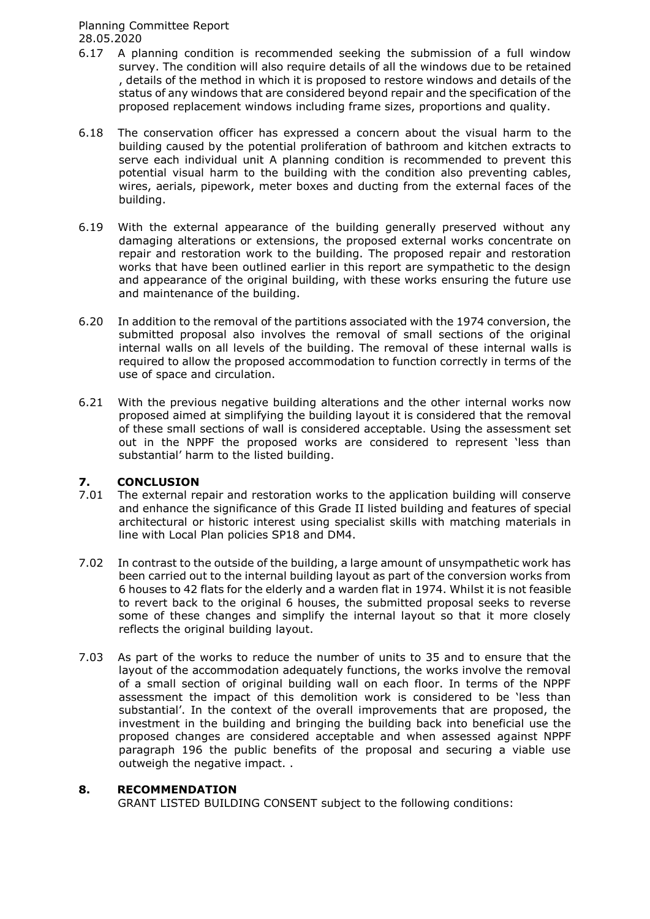6.17 A planning condition is recommended seeking the submission of a full window survey. The condition will also require details of all the windows due to be retained , details of the method in which it is proposed to restore windows and details of the status of any windows that are considered beyond repair and the specification of the proposed replacement windows including frame sizes, proportions and quality.

6.18 The conservation officer has expressed a concern about the visual harm to the building caused by the potential proliferation of bathroom and kitchen extracts to serve each individual unit A planning condition is recommended to prevent this potential visual harm to the building with the condition also preventing cables, wires, aerials, pipework, meter boxes and ducting from the external faces of the building.

6.19 With the external appearance of the building generally preserved without any damaging alterations or extensions, the proposed external works concentrate on repair and restoration work to the building. The proposed repair and restoration works that have been outlined earlier in this report are sympathetic to the design and appearance of the original building, with these works ensuring the future use and maintenance of the building.

6.20 In addition to the removal of the partitions associated with the 1974 conversion, the submitted proposal also involves the removal of small sections of the original internal walls on all levels of the building. The removal of these internal walls is required to allow the proposed accommodation to function correctly in terms of the use of space and circulation.

6.21 With the previous negative building alterations and the other internal works now proposed aimed at simplifying the building layout it is considered that the removal of these small sections of wall is considered acceptable. Using the assessment set out in the NPPF the proposed works are considered to represent 'less than substantial' harm to the listed building.

## 7. CONCLUSION

7.01 The external repair and restoration works to the application building will conserve and enhance the significance of this Grade II listed building and features of special architectural or historic interest using specialist skills with matching materials in line with Local Plan policies SP18 and DM4.

7.02 In contrast to the outside of the building, a large amount of unsympathetic work has been carried out to the internal building layout as part of the conversion works from 6 houses to 42 flats for the elderly and a warden flat in 1974. Whilst it is not feasible to revert back to the original 6 houses, the submitted proposal seeks to reverse some of these changes and simplify the internal layout so that it more closely reflects the original building layout.

7.03 As part of the works to reduce the number of units to 35 and to ensure that the layout of the accommodation adequately functions, the works involve the removal of a small section of original building wall on each floor. In terms of the NPPF assessment the impact of this demolition work is considered to be 'less than substantial'. In the context of the overall improvements that are proposed, the investment in the building and bringing the building back into beneficial use the proposed changes are considered acceptable and when assessed against NPPF paragraph 196 the public benefits of the proposal and securing a viable use outweigh the negative impact. .

## 8. RECOMMENDATION

GRANT LISTED BUILDING CONSENT subject to the following conditions: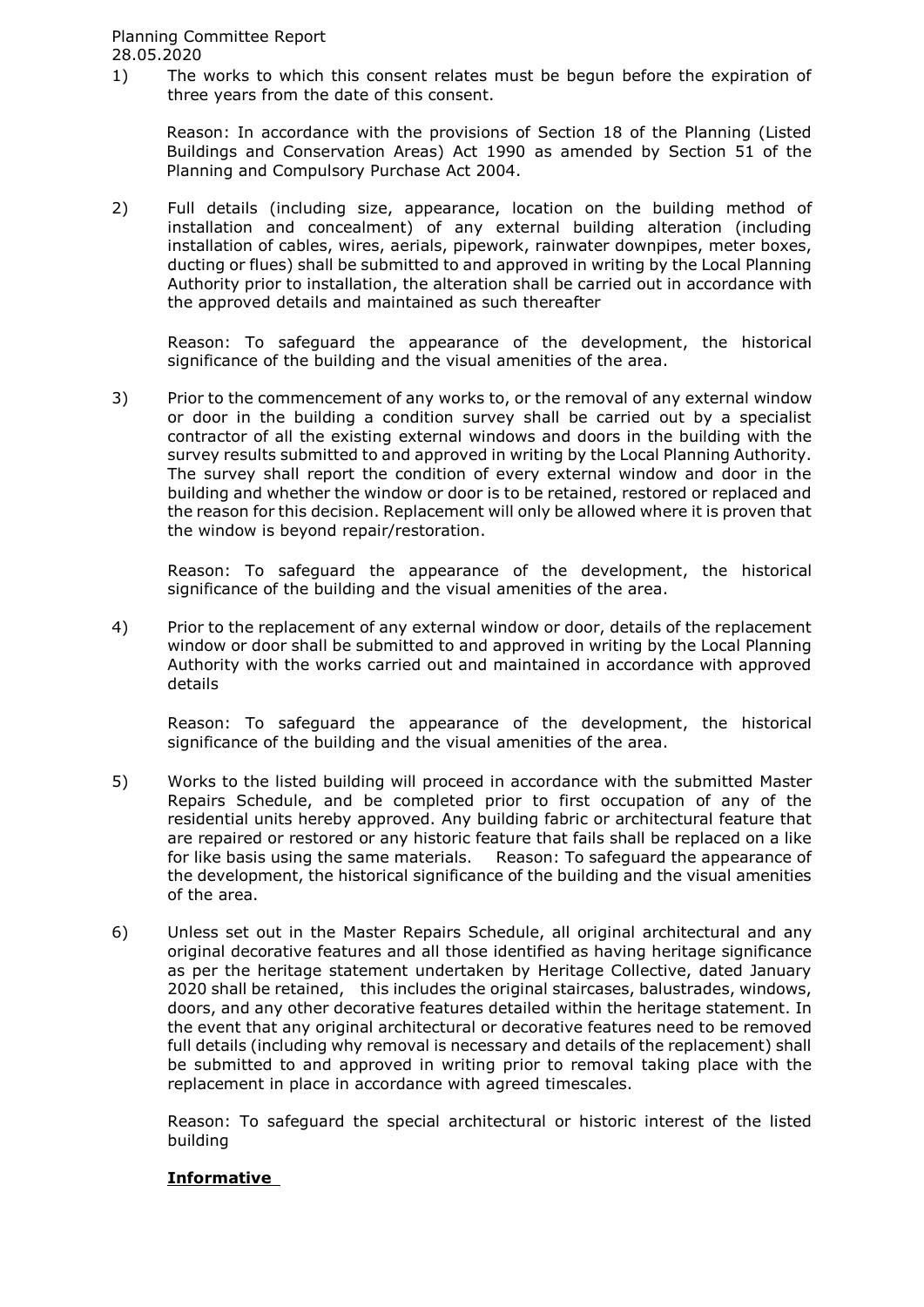1) The works to which this consent relates must be begun before the expiration of three years from the date of this consent.

   Reason: In accordance with the provisions of Section 18 of the Planning (Listed Buildings and Conservation Areas) Act 1990 as amended by Section 51 of the Planning and Compulsory Purchase Act 2004.

2) Full details (including size, appearance, location on the building method of installation and concealment) of any external building alteration (including installation of cables, wires, aerials, pipework, rainwater downpipes, meter boxes, ducting or flues) shall be submitted to and approved in writing by the Local Planning Authority prior to installation, the alteration shall be carried out in accordance with the approved details and maintained as such thereafter

   Reason: To safeguard the appearance of the development, the historical significance of the building and the visual amenities of the area.

3) Prior to the commencement of any works to, or the removal of any external window or door in the building a condition survey shall be carried out by a specialist contractor of all the existing external windows and doors in the building with the survey results submitted to and approved in writing by the Local Planning Authority. The survey shall report the condition of every external window and door in the building and whether the window or door is to be retained, restored or replaced and the reason for this decision. Replacement will only be allowed where it is proven that the window is beyond repair/restoration.

   Reason: To safeguard the appearance of the development, the historical significance of the building and the visual amenities of the area.

4) Prior to the replacement of any external window or door, details of the replacement window or door shall be submitted to and approved in writing by the Local Planning Authority with the works carried out and maintained in accordance with approved details

   Reason: To safeguard the appearance of the development, the historical significance of the building and the visual amenities of the area.

5) Works to the listed building will proceed in accordance with the submitted Master Repairs Schedule, and be completed prior to first occupation of any of the residential units hereby approved. Any building fabric or architectural feature that are repaired or restored or any historic feature that fails shall be replaced on a like for like basis using the same materials. Reason: To safeguard the appearance of the development, the historical significance of the building and the visual amenities of the area.

6) Unless set out in the Master Repairs Schedule, all original architectural and any original decorative features and all those identified as having heritage significance as per the heritage statement undertaken by Heritage Collective, dated January 2020 shall be retained, this includes the original staircases, balustrades, windows, doors, and any other decorative features detailed within the heritage statement. In the event that any original architectural or decorative features need to be removed full details (including why removal is necessary and details of the replacement) shall be submitted to and approved in writing prior to removal taking place with the replacement in place in accordance with agreed timescales.

   Reason: To safeguard the special architectural or historic interest of the listed building

**Informative**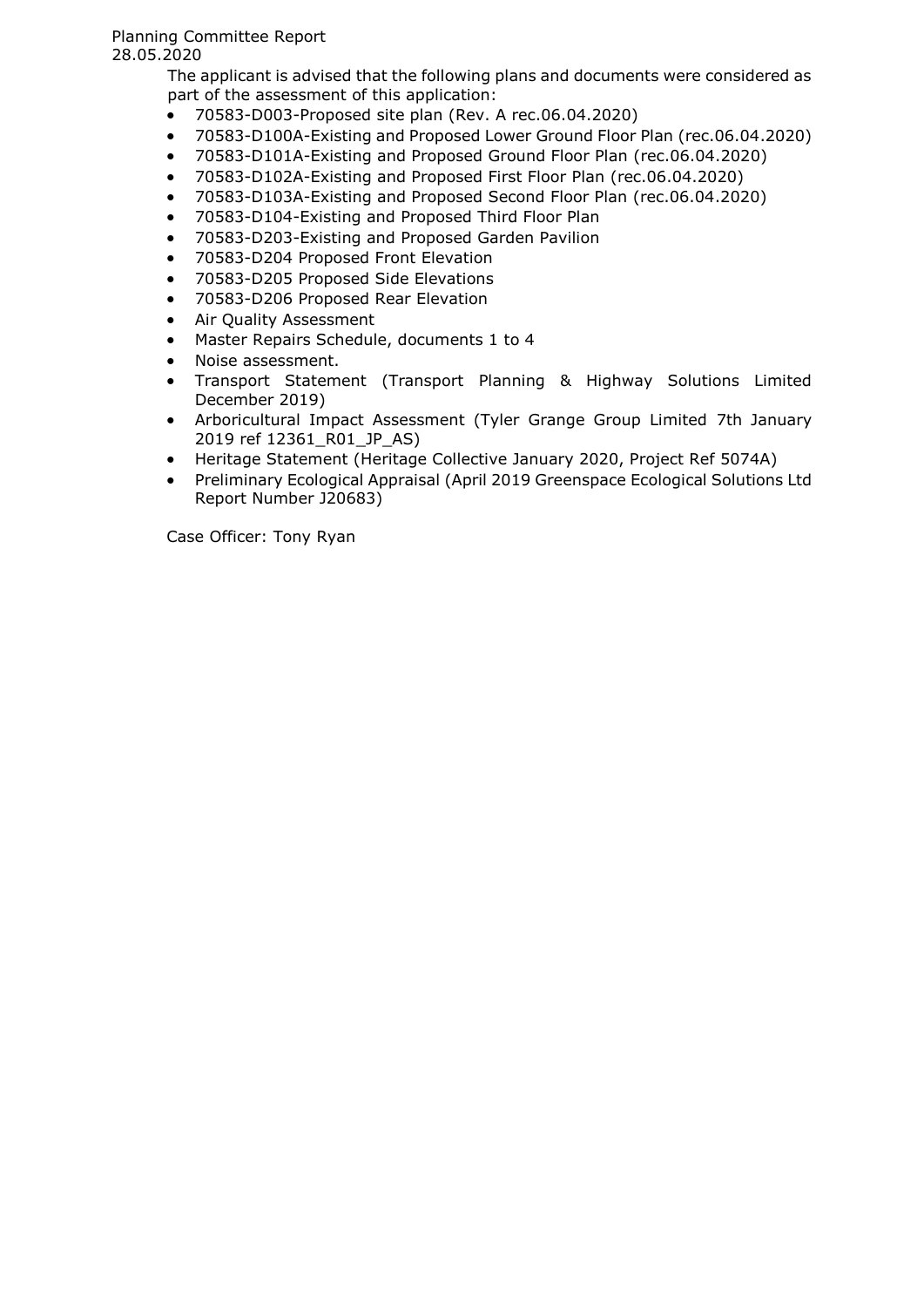The applicant is advised that the following plans and documents were considered as part of the assessment of this application:

- 70583-D003-Proposed site plan (Rev. A rec.06.04.2020)
- 70583-D100A-Existing and Proposed Lower Ground Floor Plan (rec.06.04.2020)
- 70583-D101A-Existing and Proposed Ground Floor Plan (rec.06.04.2020)
- 70583-D102A-Existing and Proposed First Floor Plan (rec.06.04.2020)
- 70583-D103A-Existing and Proposed Second Floor Plan (rec.06.04.2020)
- 70583-D104-Existing and Proposed Third Floor Plan
- 70583-D203-Existing and Proposed Garden Pavilion
- 70583-D204 Proposed Front Elevation
- 70583-D205 Proposed Side Elevations
- 70583-D206 Proposed Rear Elevation
- Air Quality Assessment
- Master Repairs Schedule, documents 1 to 4
- Noise assessment.
- Transport Statement (Transport Planning & Highway Solutions Limited December 2019)
- Arboricultural Impact Assessment (Tyler Grange Group Limited 7th January 2019 ref 12361_R01_JP_AS)
- Heritage Statement (Heritage Collective January 2020, Project Ref 5074A)
- Preliminary Ecological Appraisal (April 2019 Greenspace Ecological Solutions Ltd Report Number J20683)

Case Officer: Tony Ryan